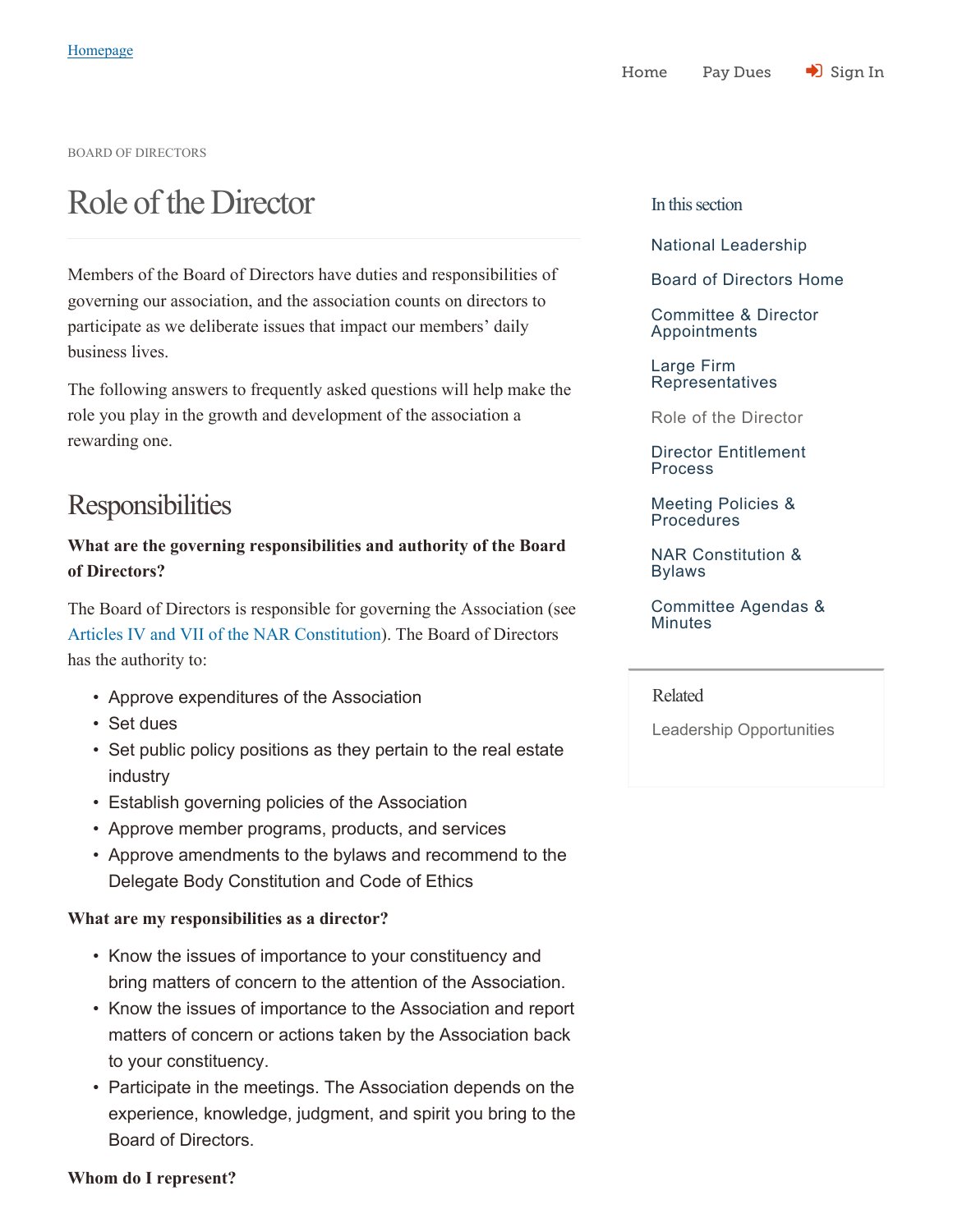[Homepage]

Home  Pay Dues  Sign In

BOARD OF DIRECTORS

# Role of the Director

Members of the Board of Directors have duties and responsibilities of governing our association, and the association counts on directors to participate as we deliberate issues that impact our members' daily business lives.

The following answers to frequently asked questions will help make the role you play in the growth and development of the association a rewarding one.

## Responsibilities

**What are the governing responsibilities and authority of the Board of Directors?**

The Board of Directors is responsible for governing the Association (see Articles IV and VII of the NAR Constitution). The Board of Directors has the authority to:

- Approve expenditures of the Association
- Set dues
- Set public policy positions as they pertain to the real estate industry
- Establish governing policies of the Association
- Approve member programs, products, and services
- Approve amendments to the bylaws and recommend to the Delegate Body Constitution and Code of Ethics

**What are my responsibilities as a director?**

- Know the issues of importance to your constituency and bring matters of concern to the attention of the Association.
- Know the issues of importance to the Association and report matters of concern or actions taken by the Association back to your constituency.
- Participate in the meetings. The Association depends on the experience, knowledge, judgment, and spirit you bring to the Board of Directors.

**Whom do I represent?**

In this section

- National Leadership
- Board of Directors Home
- Committee & Director Appointments
- Large Firm Representatives
- Role of the Director
- Director Entitlement Process
- Meeting Policies & Procedures
- NAR Constitution & Bylaws
- Committee Agendas & Minutes

Related

- Leadership Opportunities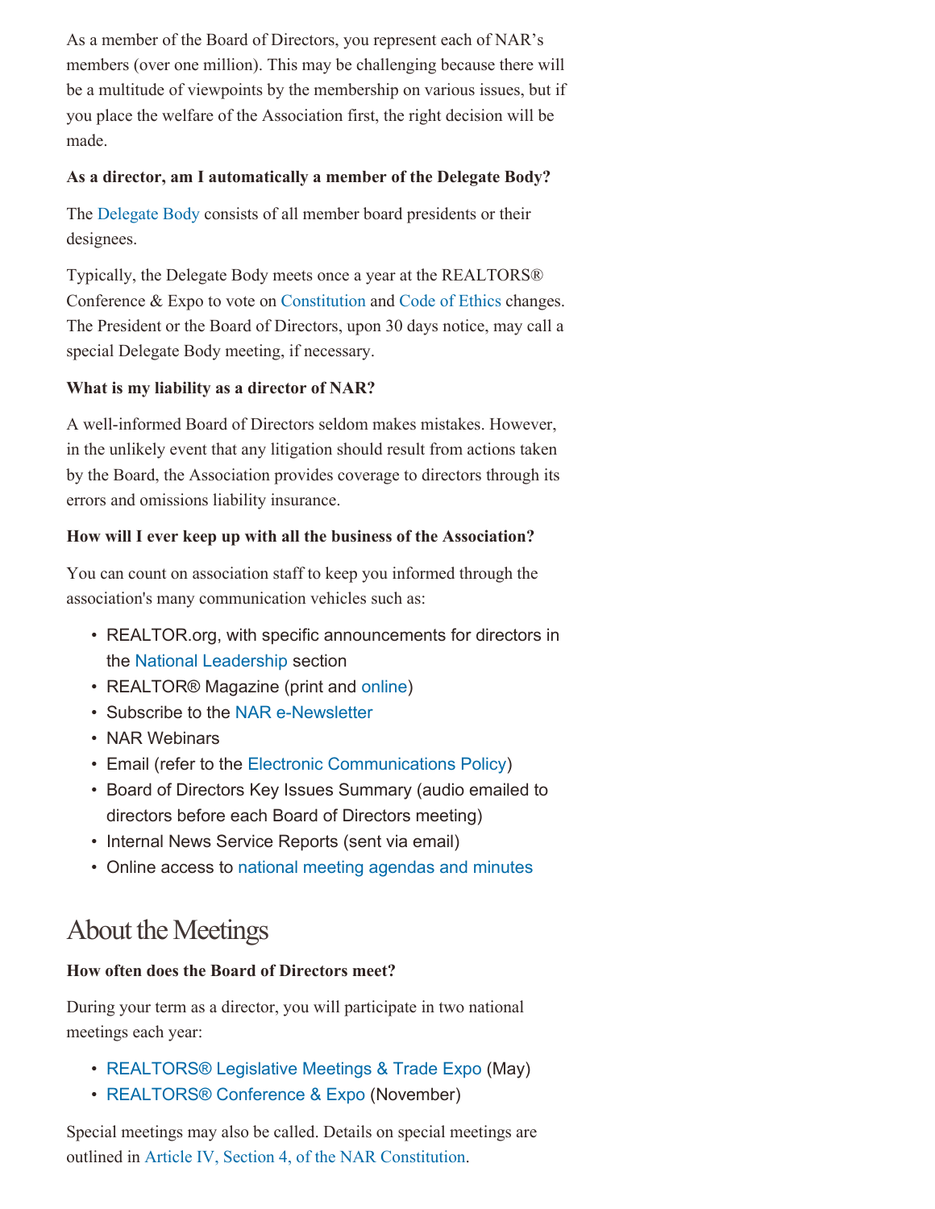As a member of the Board of Directors, you represent each of NAR's members (over one million). This may be challenging because there will be a multitude of viewpoints by the membership on various issues, but if you place the welfare of the Association first, the right decision will be made.

**As a director, am I automatically a member of the Delegate Body?**

The Delegate Body consists of all member board presidents or their designees.

Typically, the Delegate Body meets once a year at the REALTORS® Conference & Expo to vote on Constitution and Code of Ethics changes. The President or the Board of Directors, upon 30 days notice, may call a special Delegate Body meeting, if necessary.

**What is my liability as a director of NAR?**

A well-informed Board of Directors seldom makes mistakes. However, in the unlikely event that any litigation should result from actions taken by the Board, the Association provides coverage to directors through its errors and omissions liability insurance.

**How will I ever keep up with all the business of the Association?**

You can count on association staff to keep you informed through the association's many communication vehicles such as:

- REALTOR.org, with specific announcements for directors in the National Leadership section
- REALTOR® Magazine (print and online)
- Subscribe to the NAR e-Newsletter
- NAR Webinars
- Email (refer to the Electronic Communications Policy)
- Board of Directors Key Issues Summary (audio emailed to directors before each Board of Directors meeting)
- Internal News Service Reports (sent via email)
- Online access to national meeting agendas and minutes

## About the Meetings

**How often does the Board of Directors meet?**

During your term as a director, you will participate in two national meetings each year:

- REALTORS® Legislative Meetings & Trade Expo (May)
- REALTORS® Conference & Expo (November)

Special meetings may also be called. Details on special meetings are outlined in Article IV, Section 4, of the NAR Constitution.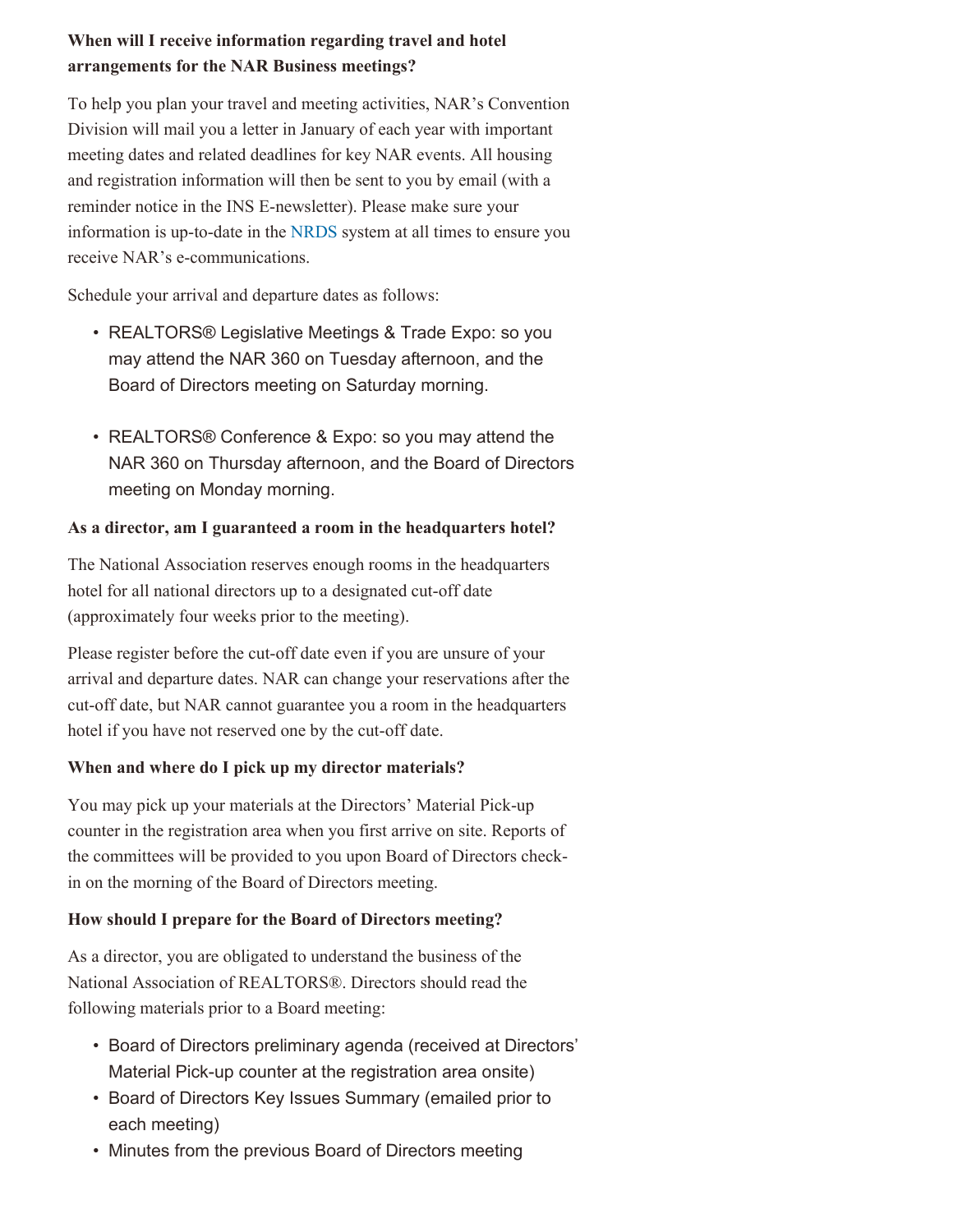**When will I receive information regarding travel and hotel arrangements for the NAR Business meetings?**

To help you plan your travel and meeting activities, NAR's Convention Division will mail you a letter in January of each year with important meeting dates and related deadlines for key NAR events. All housing and registration information will then be sent to you by email (with a reminder notice in the INS E-newsletter). Please make sure your information is up-to-date in the NRDS system at all times to ensure you receive NAR's e-communications.

Schedule your arrival and departure dates as follows:

- REALTORS® Legislative Meetings & Trade Expo: so you may attend the NAR 360 on Tuesday afternoon, and the Board of Directors meeting on Saturday morning.
- REALTORS® Conference & Expo: so you may attend the NAR 360 on Thursday afternoon, and the Board of Directors meeting on Monday morning.

**As a director, am I guaranteed a room in the headquarters hotel?**

The National Association reserves enough rooms in the headquarters hotel for all national directors up to a designated cut-off date (approximately four weeks prior to the meeting).

Please register before the cut-off date even if you are unsure of your arrival and departure dates. NAR can change your reservations after the cut-off date, but NAR cannot guarantee you a room in the headquarters hotel if you have not reserved one by the cut-off date.

**When and where do I pick up my director materials?**

You may pick up your materials at the Directors' Material Pick-up counter in the registration area when you first arrive on site. Reports of the committees will be provided to you upon Board of Directors check-in on the morning of the Board of Directors meeting.

**How should I prepare for the Board of Directors meeting?**

As a director, you are obligated to understand the business of the National Association of REALTORS®. Directors should read the following materials prior to a Board meeting:

- Board of Directors preliminary agenda (received at Directors' Material Pick-up counter at the registration area onsite)
- Board of Directors Key Issues Summary (emailed prior to each meeting)
- Minutes from the previous Board of Directors meeting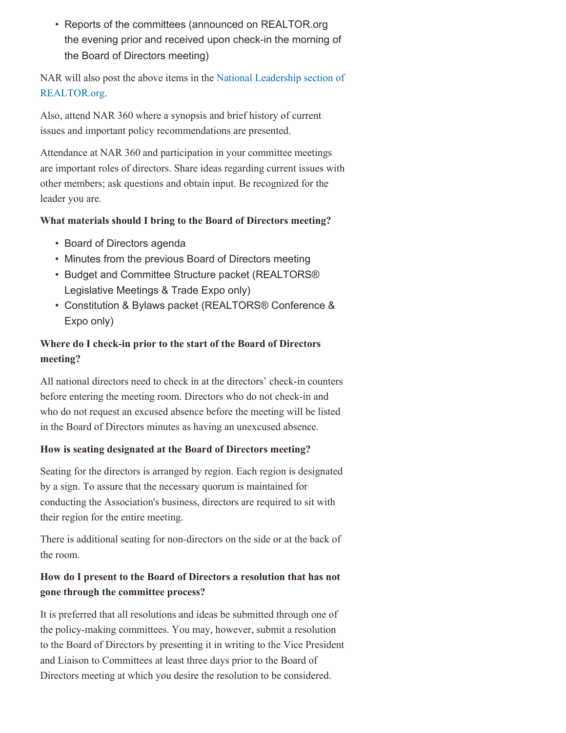- Reports of the committees (announced on REALTOR.org the evening prior and received upon check-in the morning of the Board of Directors meeting)

NAR will also post the above items in the National Leadership section of REALTOR.org.

Also, attend NAR 360 where a synopsis and brief history of current issues and important policy recommendations are presented.

Attendance at NAR 360 and participation in your committee meetings are important roles of directors. Share ideas regarding current issues with other members; ask questions and obtain input. Be recognized for the leader you are.

**What materials should I bring to the Board of Directors meeting?**

- Board of Directors agenda
- Minutes from the previous Board of Directors meeting
- Budget and Committee Structure packet (REALTORS® Legislative Meetings & Trade Expo only)
- Constitution & Bylaws packet (REALTORS® Conference & Expo only)

**Where do I check-in prior to the start of the Board of Directors meeting?**

All national directors need to check in at the directors' check-in counters before entering the meeting room. Directors who do not check-in and who do not request an excused absence before the meeting will be listed in the Board of Directors minutes as having an unexcused absence.

**How is seating designated at the Board of Directors meeting?**

Seating for the directors is arranged by region. Each region is designated by a sign. To assure that the necessary quorum is maintained for conducting the Association's business, directors are required to sit with their region for the entire meeting.

There is additional seating for non-directors on the side or at the back of the room.

**How do I present to the Board of Directors a resolution that has not gone through the committee process?**

It is preferred that all resolutions and ideas be submitted through one of the policy-making committees. You may, however, submit a resolution to the Board of Directors by presenting it in writing to the Vice President and Liaison to Committees at least three days prior to the Board of Directors meeting at which you desire the resolution to be considered.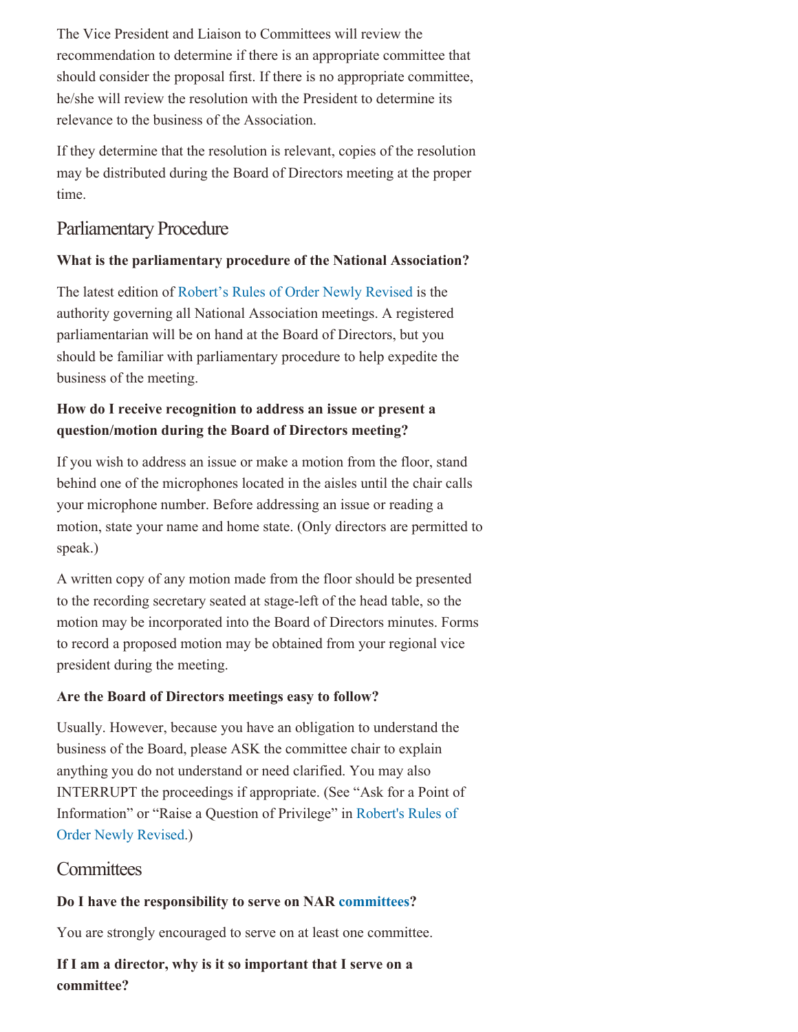The Vice President and Liaison to Committees will review the recommendation to determine if there is an appropriate committee that should consider the proposal first. If there is no appropriate committee, he/she will review the resolution with the President to determine its relevance to the business of the Association.

If they determine that the resolution is relevant, copies of the resolution may be distributed during the Board of Directors meeting at the proper time.

## Parliamentary Procedure

**What is the parliamentary procedure of the National Association?**

The latest edition of Robert's Rules of Order Newly Revised is the authority governing all National Association meetings. A registered parliamentarian will be on hand at the Board of Directors, but you should be familiar with parliamentary procedure to help expedite the business of the meeting.

**How do I receive recognition to address an issue or present a question/motion during the Board of Directors meeting?**

If you wish to address an issue or make a motion from the floor, stand behind one of the microphones located in the aisles until the chair calls your microphone number. Before addressing an issue or reading a motion, state your name and home state. (Only directors are permitted to speak.)

A written copy of any motion made from the floor should be presented to the recording secretary seated at stage-left of the head table, so the motion may be incorporated into the Board of Directors minutes. Forms to record a proposed motion may be obtained from your regional vice president during the meeting.

**Are the Board of Directors meetings easy to follow?**

Usually. However, because you have an obligation to understand the business of the Board, please ASK the committee chair to explain anything you do not understand or need clarified. You may also INTERRUPT the proceedings if appropriate. (See "Ask for a Point of Information" or "Raise a Question of Privilege" in Robert's Rules of Order Newly Revised.)

## Committees

**Do I have the responsibility to serve on NAR committees?**

You are strongly encouraged to serve on at least one committee.

**If I am a director, why is it so important that I serve on a committee?**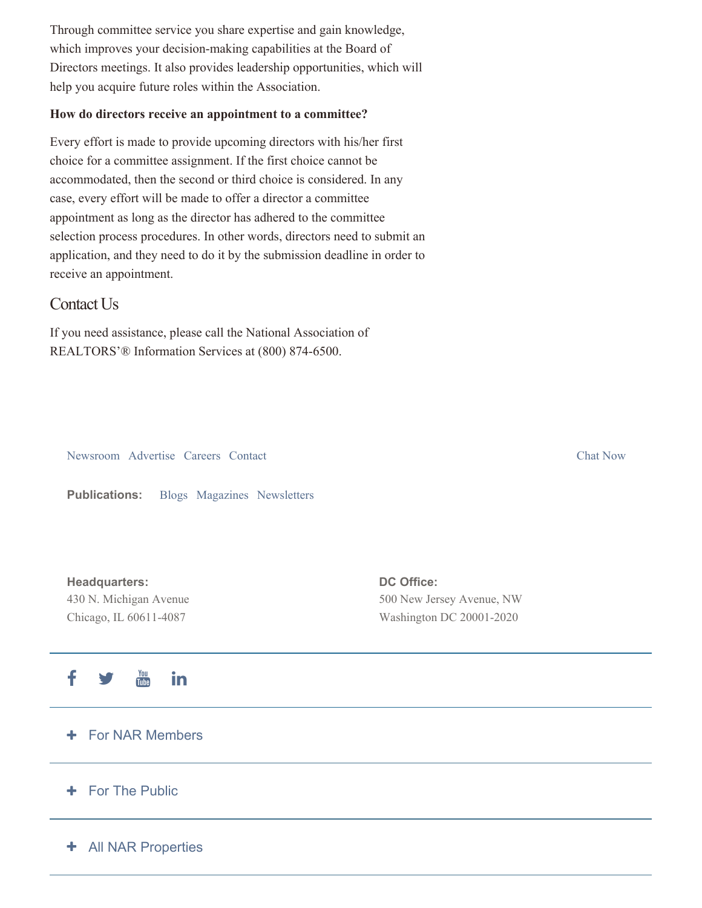Through committee service you share expertise and gain knowledge, which improves your decision-making capabilities at the Board of Directors meetings. It also provides leadership opportunities, which will help you acquire future roles within the Association.

**How do directors receive an appointment to a committee?**

Every effort is made to provide upcoming directors with his/her first choice for a committee assignment. If the first choice cannot be accommodated, then the second or third choice is considered. In any case, every effort will be made to offer a director a committee appointment as long as the director has adhered to the committee selection process procedures. In other words, directors need to submit an application, and they need to do it by the submission deadline in order to receive an appointment.

## Contact Us

If you need assistance, please call the National Association of REALTORS'® Information Services at (800) 874-6500.

Newsroom Advertise Careers Contact

Chat Now

**Publications:** Blogs Magazines Newsletters

**Headquarters:**
430 N. Michigan Avenue
Chicago, IL 60611-4087

**DC Office:**
500 New Jersey Avenue, NW
Washington DC 20001-2020

+ For NAR Members

+ For The Public

+ All NAR Properties